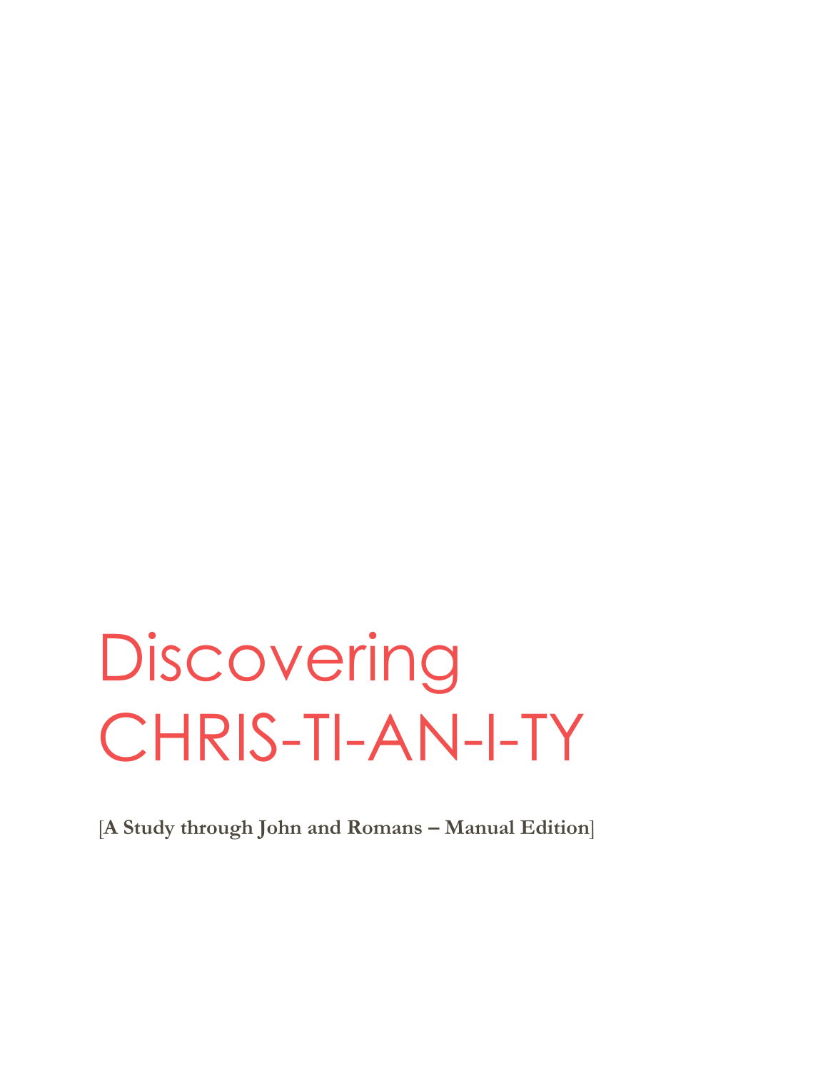# Discovering CHRIS-TI-AN-I-TY

[**A Study through John and Romans – Manual Edition**]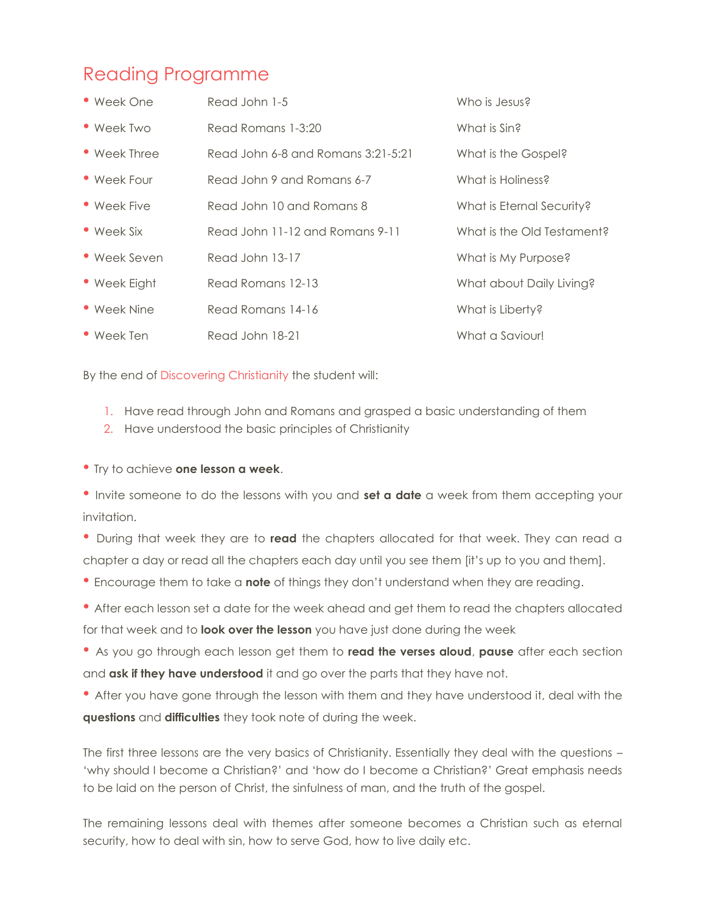# Reading Programme

| | | |
|---|---|---|
| Week One | Read John 1-5 | Who is Jesus? |
| Week Two | Read Romans 1-3:20 | What is Sin? |
| Week Three | Read John 6-8 and Romans 3:21-5:21 | What is the Gospel? |
| Week Four | Read John 9 and Romans 6-7 | What is Holiness? |
| Week Five | Read John 10 and Romans 8 | What is Eternal Security? |
| Week Six | Read John 11-12 and Romans 9-11 | What is the Old Testament? |
| Week Seven | Read John 13-17 | What is My Purpose? |
| Week Eight | Read Romans 12-13 | What about Daily Living? |
| Week Nine | Read Romans 14-16 | What is Liberty? |
| Week Ten | Read John 18-21 | What a Saviour! |

By the end of Discovering Christianity the student will:

1. Have read through John and Romans and grasped a basic understanding of them
2. Have understood the basic principles of Christianity

- Try to achieve **one lesson a week**.
- Invite someone to do the lessons with you and **set a date** a week from them accepting your invitation.
- During that week they are to **read** the chapters allocated for that week. They can read a chapter a day or read all the chapters each day until you see them [it's up to you and them].
- Encourage them to take a **note** of things they don't understand when they are reading.
- After each lesson set a date for the week ahead and get them to read the chapters allocated for that week and to **look over the lesson** you have just done during the week
- As you go through each lesson get them to **read the verses aloud**, **pause** after each section and **ask if they have understood** it and go over the parts that they have not.
- After you have gone through the lesson with them and they have understood it, deal with the **questions** and **difficulties** they took note of during the week.

The first three lessons are the very basics of Christianity. Essentially they deal with the questions – 'why should I become a Christian?' and 'how do I become a Christian?' Great emphasis needs to be laid on the person of Christ, the sinfulness of man, and the truth of the gospel.

The remaining lessons deal with themes after someone becomes a Christian such as eternal security, how to deal with sin, how to serve God, how to live daily etc.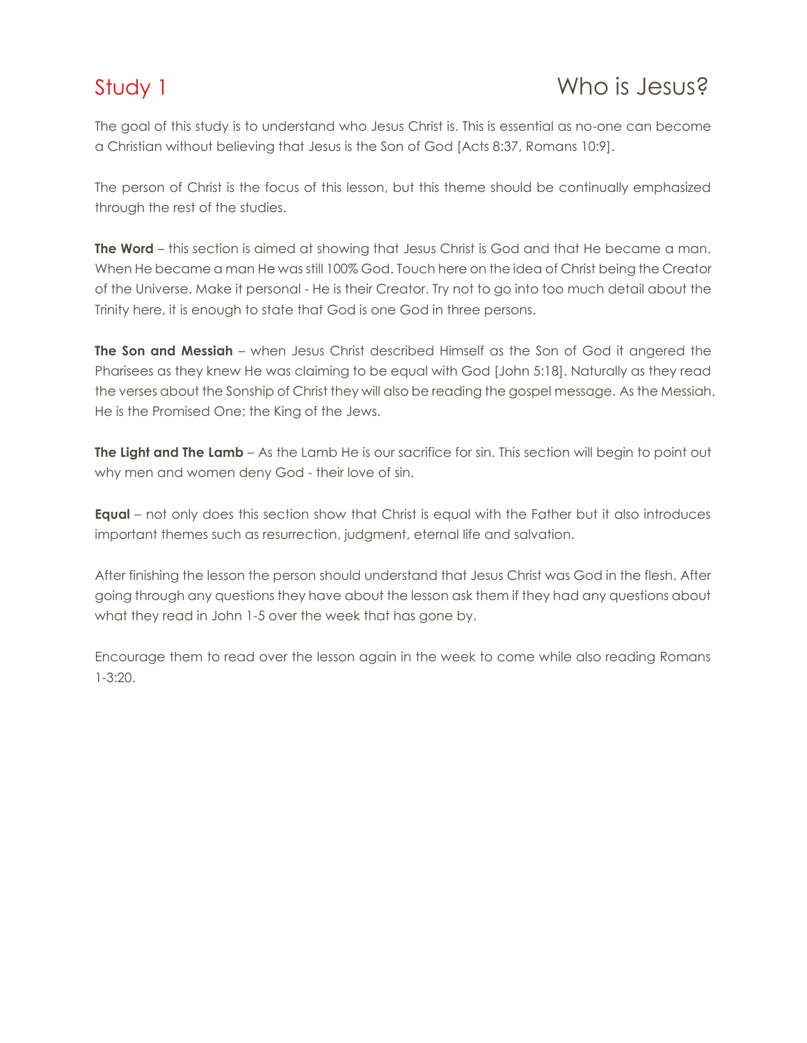# Study 1 Who is Jesus?

The goal of this study is to understand who Jesus Christ is. This is essential as no-one can become a Christian without believing that Jesus is the Son of God [Acts 8:37, Romans 10:9].

The person of Christ is the focus of this lesson, but this theme should be continually emphasized through the rest of the studies.

**The Word** – this section is aimed at showing that Jesus Christ is God and that He became a man. When He became a man He was still 100% God. Touch here on the idea of Christ being the Creator of the Universe. Make it personal - He is their Creator. Try not to go into too much detail about the Trinity here, it is enough to state that God is one God in three persons.

**The Son and Messiah** – when Jesus Christ described Himself as the Son of God it angered the Pharisees as they knew He was claiming to be equal with God [John 5:18]. Naturally as they read the verses about the Sonship of Christ they will also be reading the gospel message. As the Messiah, He is the Promised One; the King of the Jews.

**The Light and The Lamb** – As the Lamb He is our sacrifice for sin. This section will begin to point out why men and women deny God - their love of sin.

**Equal** – not only does this section show that Christ is equal with the Father but it also introduces important themes such as resurrection, judgment, eternal life and salvation.

After finishing the lesson the person should understand that Jesus Christ was God in the flesh. After going through any questions they have about the lesson ask them if they had any questions about what they read in John 1-5 over the week that has gone by.

Encourage them to read over the lesson again in the week to come while also reading Romans 1-3:20.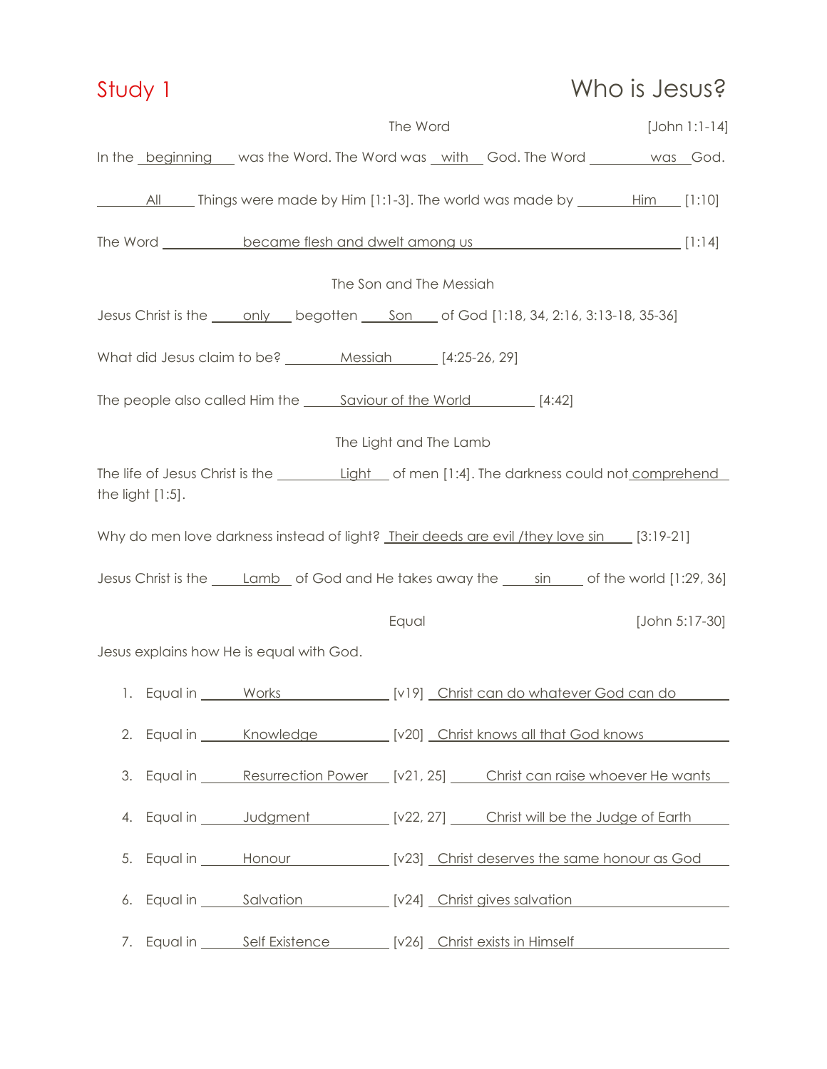## Study 1 — Who is Jesus?

### The Word [John 1:1-14]

In the beginning was the Word. The Word was with God. The Word was God.

All Things were made by Him [1:1-3]. The world was made by Him [1:10]

The Word became flesh and dwelt among us [1:14]

### The Son and The Messiah

Jesus Christ is the only begotten Son of God [1:18, 34, 2:16, 3:13-18, 35-36]

What did Jesus claim to be? Messiah [4:25-26, 29]

The people also called Him the Saviour of the World [4:42]

### The Light and The Lamb

The life of Jesus Christ is the Light of men [1:4]. The darkness could not comprehend the light [1:5].

Why do men love darkness instead of light? Their deeds are evil /they love sin [3:19-21]

Jesus Christ is the Lamb of God and He takes away the sin of the world [1:29, 36]

### Equal [John 5:17-30]

Jesus explains how He is equal with God.

1. Equal in Works [v19] Christ can do whatever God can do
2. Equal in Knowledge [v20] Christ knows all that God knows
3. Equal in Resurrection Power [v21, 25] Christ can raise whoever He wants
4. Equal in Judgment [v22, 27] Christ will be the Judge of Earth
5. Equal in Honour [v23] Christ deserves the same honour as God
6. Equal in Salvation [v24] Christ gives salvation
7. Equal in Self Existence [v26] Christ exists in Himself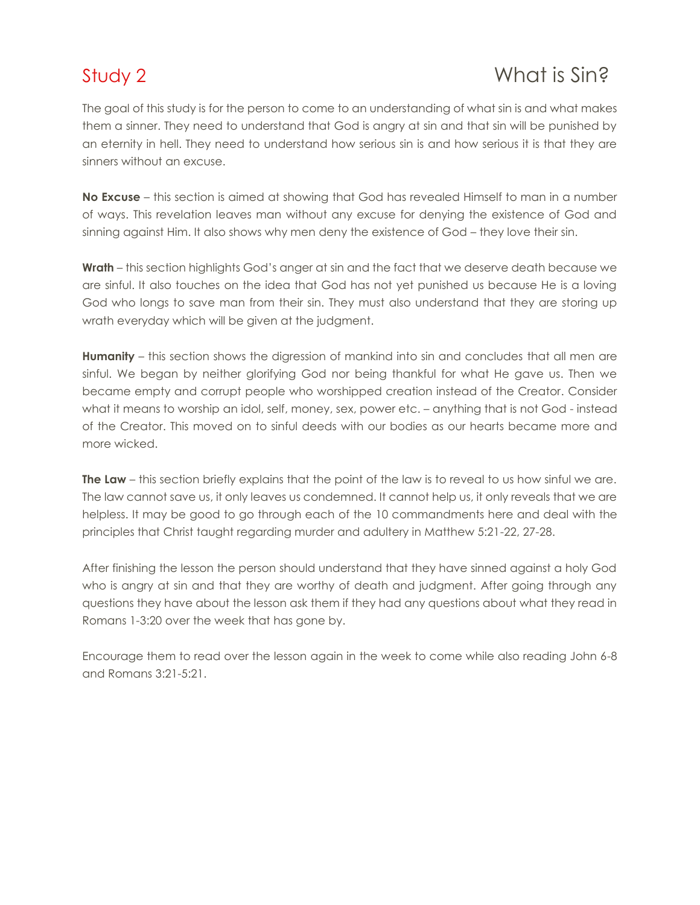# Study 2 — What is Sin?

The goal of this study is for the person to come to an understanding of what sin is and what makes them a sinner. They need to understand that God is angry at sin and that sin will be punished by an eternity in hell. They need to understand how serious sin is and how serious it is that they are sinners without an excuse.

**No Excuse** – this section is aimed at showing that God has revealed Himself to man in a number of ways. This revelation leaves man without any excuse for denying the existence of God and sinning against Him. It also shows why men deny the existence of God – they love their sin.

**Wrath** – this section highlights God's anger at sin and the fact that we deserve death because we are sinful. It also touches on the idea that God has not yet punished us because He is a loving God who longs to save man from their sin. They must also understand that they are storing up wrath everyday which will be given at the judgment.

**Humanity** – this section shows the digression of mankind into sin and concludes that all men are sinful. We began by neither glorifying God nor being thankful for what He gave us. Then we became empty and corrupt people who worshipped creation instead of the Creator. Consider what it means to worship an idol, self, money, sex, power etc. – anything that is not God - instead of the Creator. This moved on to sinful deeds with our bodies as our hearts became more and more wicked.

**The Law** – this section briefly explains that the point of the law is to reveal to us how sinful we are. The law cannot save us, it only leaves us condemned. It cannot help us, it only reveals that we are helpless. It may be good to go through each of the 10 commandments here and deal with the principles that Christ taught regarding murder and adultery in Matthew 5:21-22, 27-28.

After finishing the lesson the person should understand that they have sinned against a holy God who is angry at sin and that they are worthy of death and judgment. After going through any questions they have about the lesson ask them if they had any questions about what they read in Romans 1-3:20 over the week that has gone by.

Encourage them to read over the lesson again in the week to come while also reading John 6-8 and Romans 3:21-5:21.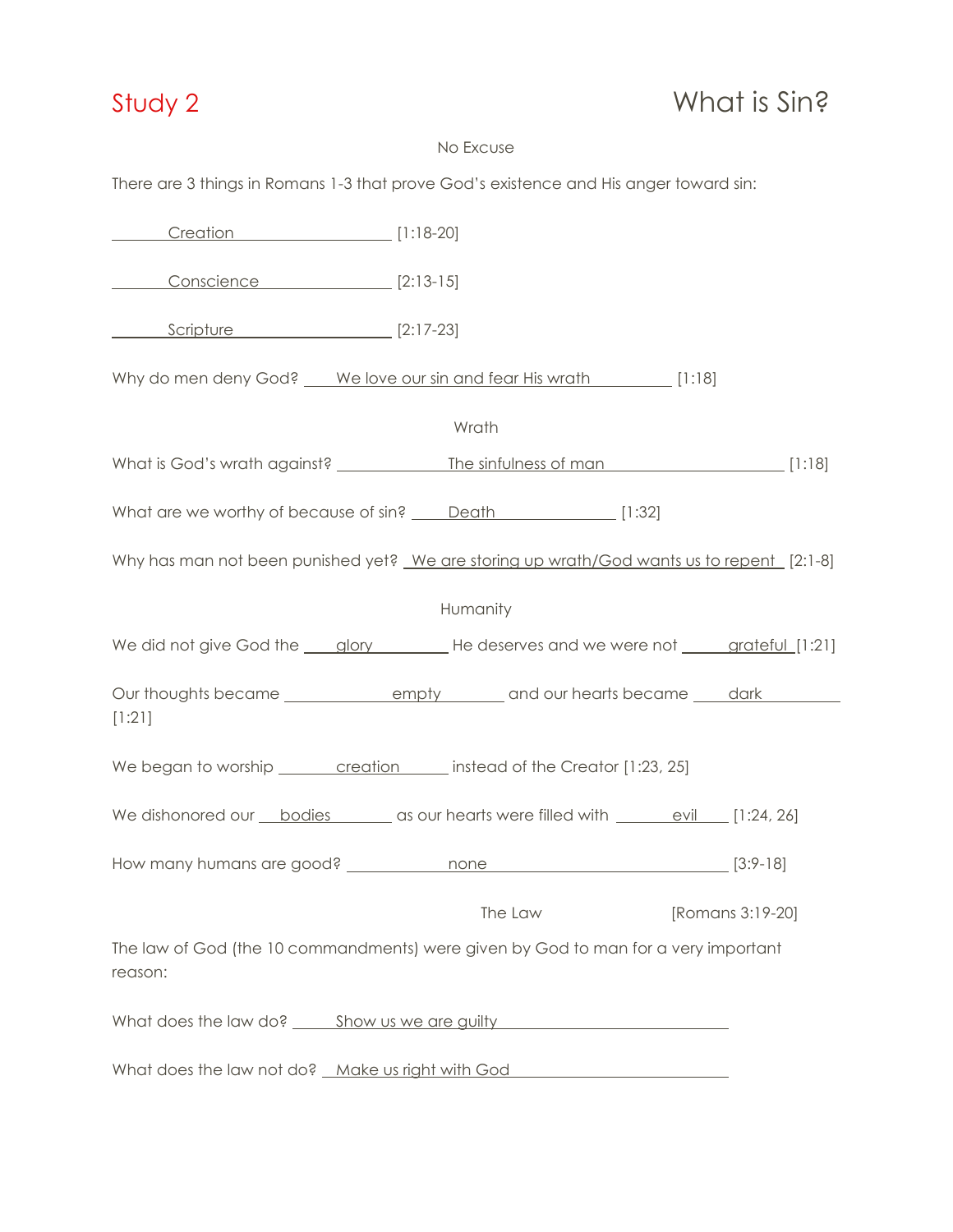# Study 2 — What is Sin?

## No Excuse

There are 3 things in Romans 1-3 that prove God's existence and His anger toward sin:

Creation [1:18-20]

Conscience [2:13-15]

Scripture [2:17-23]

Why do men deny God? We love our sin and fear His wrath [1:18]

## Wrath

What is God's wrath against? The sinfulness of man [1:18]

What are we worthy of because of sin? Death [1:32]

Why has man not been punished yet? We are storing up wrath/God wants us to repent [2:1-8]

## Humanity

We did not give God the glory He deserves and we were not grateful [1:21]

Our thoughts became empty and our hearts became dark [1:21]

We began to worship creation instead of the Creator [1:23, 25]

We dishonored our bodies as our hearts were filled with evil [1:24, 26]

How many humans are good? none [3:9-18]

## The Law [Romans 3:19-20]

The law of God (the 10 commandments) were given by God to man for a very important reason:

What does the law do? Show us we are guilty

What does the law not do? Make us right with God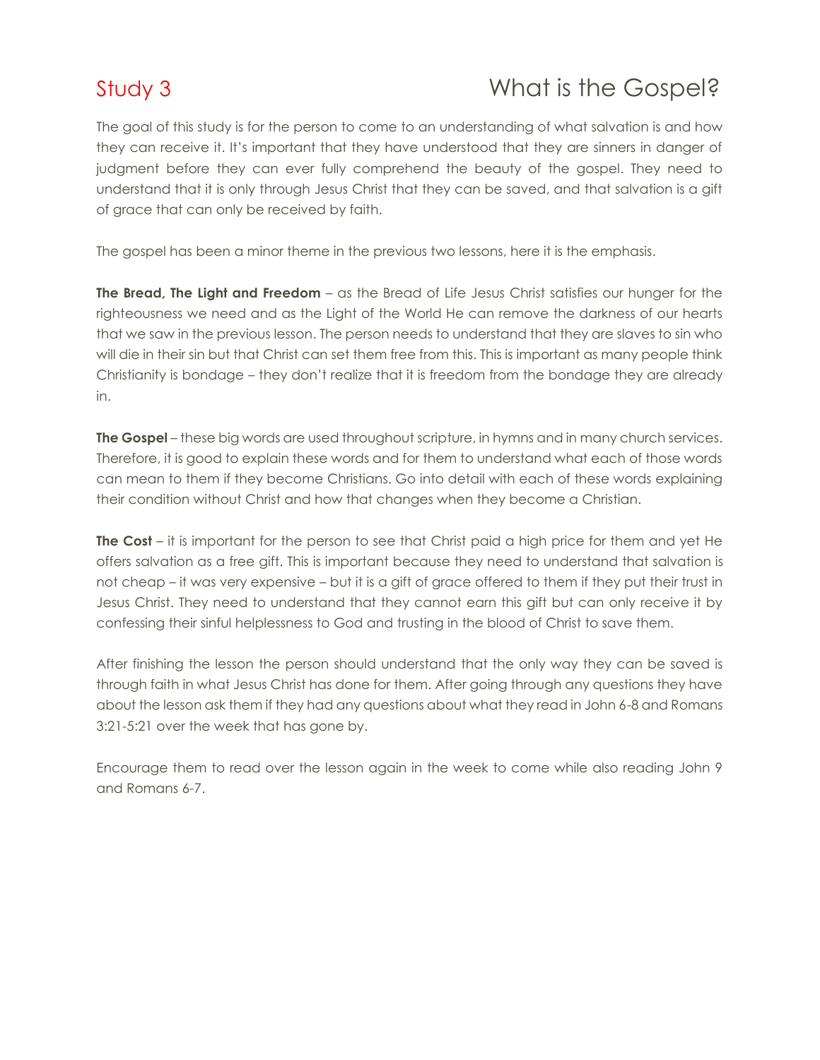# Study 3 What is the Gospel?

The goal of this study is for the person to come to an understanding of what salvation is and how they can receive it. It's important that they have understood that they are sinners in danger of judgment before they can ever fully comprehend the beauty of the gospel. They need to understand that it is only through Jesus Christ that they can be saved, and that salvation is a gift of grace that can only be received by faith.

The gospel has been a minor theme in the previous two lessons, here it is the emphasis.

**The Bread, The Light and Freedom** – as the Bread of Life Jesus Christ satisfies our hunger for the righteousness we need and as the Light of the World He can remove the darkness of our hearts that we saw in the previous lesson. The person needs to understand that they are slaves to sin who will die in their sin but that Christ can set them free from this. This is important as many people think Christianity is bondage – they don't realize that it is freedom from the bondage they are already in.

**The Gospel** – these big words are used throughout scripture, in hymns and in many church services. Therefore, it is good to explain these words and for them to understand what each of those words can mean to them if they become Christians. Go into detail with each of these words explaining their condition without Christ and how that changes when they become a Christian.

**The Cost** – it is important for the person to see that Christ paid a high price for them and yet He offers salvation as a free gift. This is important because they need to understand that salvation is not cheap – it was very expensive – but it is a gift of grace offered to them if they put their trust in Jesus Christ. They need to understand that they cannot earn this gift but can only receive it by confessing their sinful helplessness to God and trusting in the blood of Christ to save them.

After finishing the lesson the person should understand that the only way they can be saved is through faith in what Jesus Christ has done for them. After going through any questions they have about the lesson ask them if they had any questions about what they read in John 6-8 and Romans 3:21-5:21 over the week that has gone by.

Encourage them to read over the lesson again in the week to come while also reading John 9 and Romans 6-7.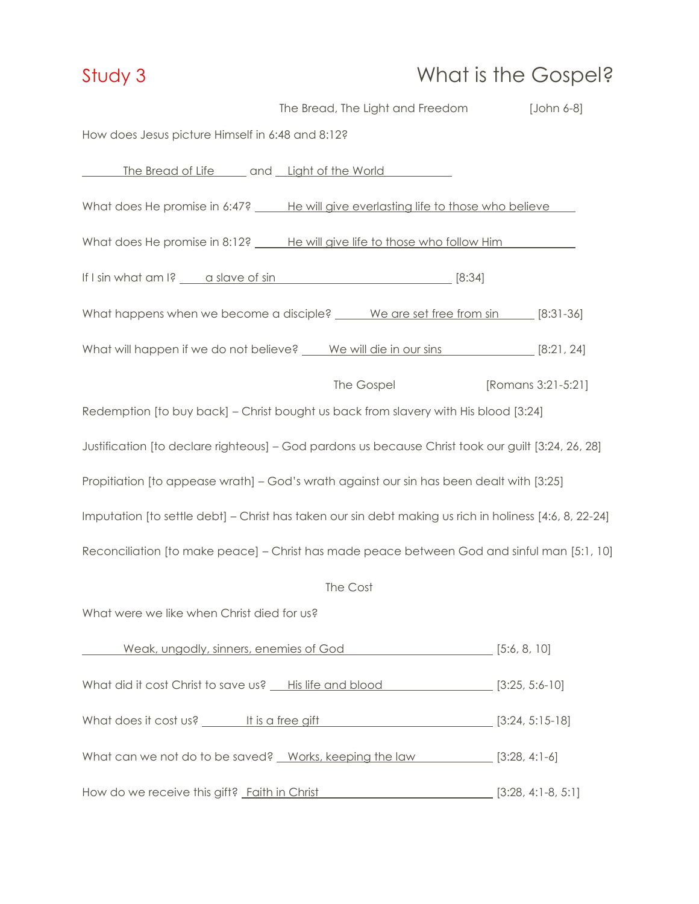# Study 3 — What is the Gospel?

## The Bread, The Light and Freedom [John 6-8]

How does Jesus picture Himself in 6:48 and 8:12?

The Bread of Life and Light of the World

What does He promise in 6:47? He will give everlasting life to those who believe

What does He promise in 8:12? He will give life to those who follow Him

If I sin what am I? a slave of sin [8:34]

What happens when we become a disciple? We are set free from sin [8:31-36]

What will happen if we do not believe? We will die in our sins [8:21, 24]

## The Gospel [Romans 3:21-5:21]

Redemption [to buy back] – Christ bought us back from slavery with His blood [3:24]

Justification [to declare righteous] – God pardons us because Christ took our guilt [3:24, 26, 28]

Propitiation [to appease wrath] – God's wrath against our sin has been dealt with [3:25]

Imputation [to settle debt] – Christ has taken our sin debt making us rich in holiness [4:6, 8, 22-24]

Reconciliation [to make peace] – Christ has made peace between God and sinful man [5:1, 10]

## The Cost

What were we like when Christ died for us?

Weak, ungodly, sinners, enemies of God [5:6, 8, 10]

What did it cost Christ to save us? His life and blood [3:25, 5:6-10]

What does it cost us? It is a free gift [3:24, 5:15-18]

What can we not do to be saved? Works, keeping the law [3:28, 4:1-6]

How do we receive this gift? Faith in Christ [3:28, 4:1-8, 5:1]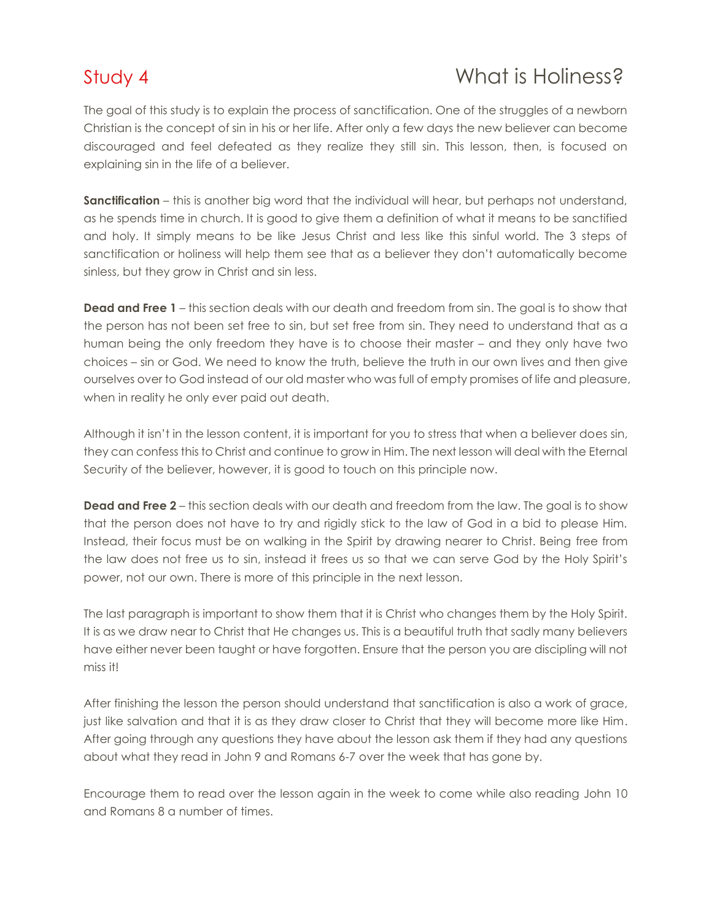# Study 4 What is Holiness?

The goal of this study is to explain the process of sanctification. One of the struggles of a newborn Christian is the concept of sin in his or her life. After only a few days the new believer can become discouraged and feel defeated as they realize they still sin. This lesson, then, is focused on explaining sin in the life of a believer.

**Sanctification** – this is another big word that the individual will hear, but perhaps not understand, as he spends time in church. It is good to give them a definition of what it means to be sanctified and holy. It simply means to be like Jesus Christ and less like this sinful world. The 3 steps of sanctification or holiness will help them see that as a believer they don't automatically become sinless, but they grow in Christ and sin less.

**Dead and Free 1** – this section deals with our death and freedom from sin. The goal is to show that the person has not been set free to sin, but set free from sin. They need to understand that as a human being the only freedom they have is to choose their master – and they only have two choices – sin or God. We need to know the truth, believe the truth in our own lives and then give ourselves over to God instead of our old master who was full of empty promises of life and pleasure, when in reality he only ever paid out death.

Although it isn't in the lesson content, it is important for you to stress that when a believer does sin, they can confess this to Christ and continue to grow in Him. The next lesson will deal with the Eternal Security of the believer, however, it is good to touch on this principle now.

**Dead and Free 2** – this section deals with our death and freedom from the law. The goal is to show that the person does not have to try and rigidly stick to the law of God in a bid to please Him. Instead, their focus must be on walking in the Spirit by drawing nearer to Christ. Being free from the law does not free us to sin, instead it frees us so that we can serve God by the Holy Spirit's power, not our own. There is more of this principle in the next lesson.

The last paragraph is important to show them that it is Christ who changes them by the Holy Spirit. It is as we draw near to Christ that He changes us. This is a beautiful truth that sadly many believers have either never been taught or have forgotten. Ensure that the person you are discipling will not miss it!

After finishing the lesson the person should understand that sanctification is also a work of grace, just like salvation and that it is as they draw closer to Christ that they will become more like Him. After going through any questions they have about the lesson ask them if they had any questions about what they read in John 9 and Romans 6-7 over the week that has gone by.

Encourage them to read over the lesson again in the week to come while also reading John 10 and Romans 8 a number of times.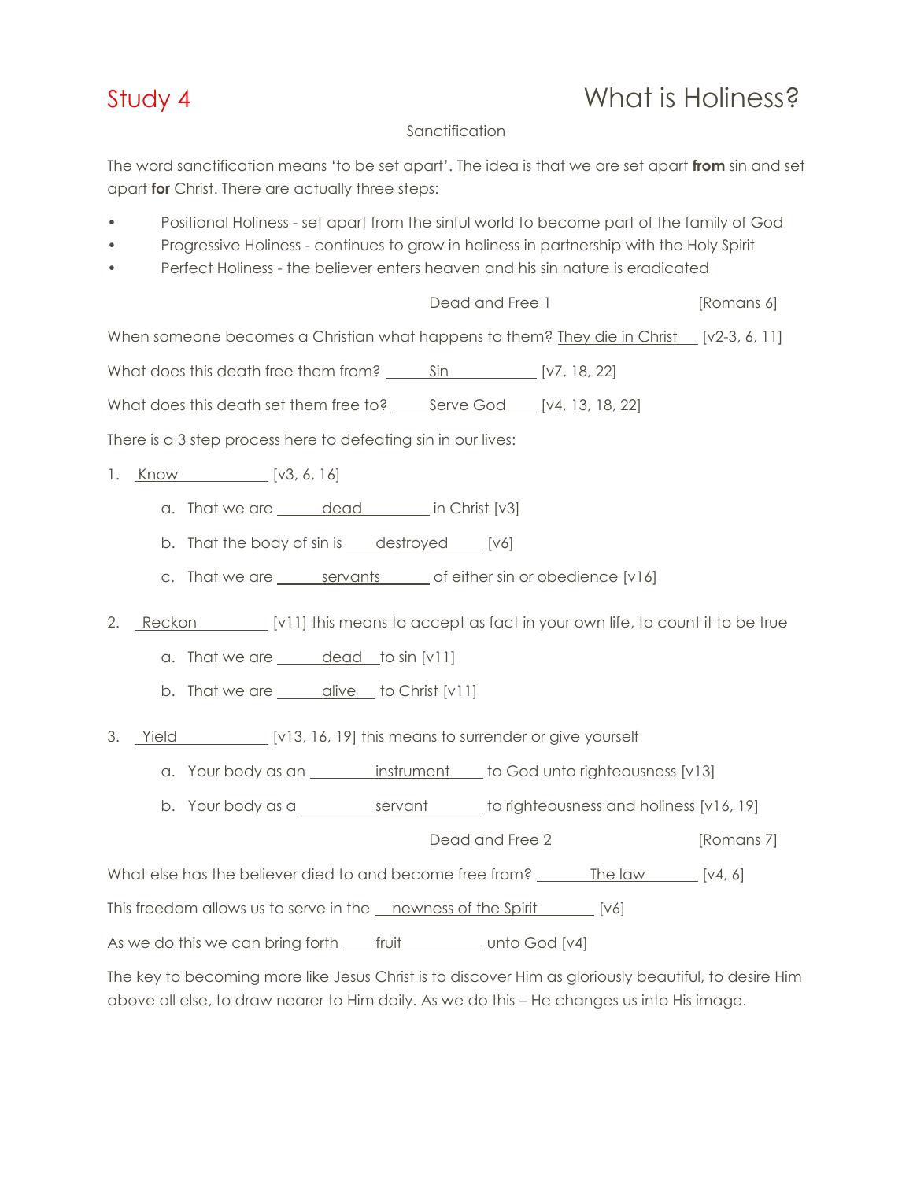# Study 4 — What is Holiness?

## Sanctification

The word sanctification means 'to be set apart'. The idea is that we are set apart **from** sin and set apart **for** Christ. There are actually three steps:

- Positional Holiness - set apart from the sinful world to become part of the family of God
- Progressive Holiness - continues to grow in holiness in partnership with the Holy Spirit
- Perfect Holiness - the believer enters heaven and his sin nature is eradicated

### Dead and Free 1 [Romans 6]

When someone becomes a Christian what happens to them? They die in Christ [v2-3, 6, 11]

What does this death free them from? Sin [v7, 18, 22]

What does this death set them free to? Serve God [v4, 13, 18, 22]

There is a 3 step process here to defeating sin in our lives:

1. Know [v3, 6, 16]
   a. That we are dead in Christ [v3]
   b. That the body of sin is destroyed [v6]
   c. That we are servants of either sin or obedience [v16]

2. Reckon [v11] this means to accept as fact in your own life, to count it to be true
   a. That we are dead to sin [v11]
   b. That we are alive to Christ [v11]

3. Yield [v13, 16, 19] this means to surrender or give yourself
   a. Your body as an instrument to God unto righteousness [v13]
   b. Your body as a servant to righteousness and holiness [v16, 19]

### Dead and Free 2 [Romans 7]

What else has the believer died to and become free from? The law [v4, 6]

This freedom allows us to serve in the newness of the Spirit [v6]

As we do this we can bring forth fruit unto God [v4]

The key to becoming more like Jesus Christ is to discover Him as gloriously beautiful, to desire Him above all else, to draw nearer to Him daily. As we do this – He changes us into His image.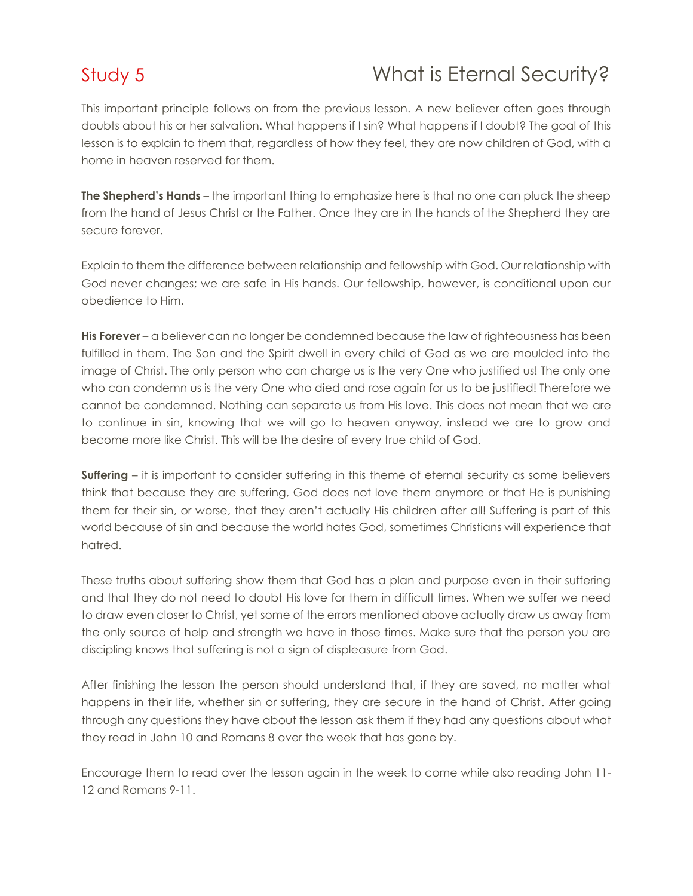## Study 5 — What is Eternal Security?

This important principle follows on from the previous lesson. A new believer often goes through doubts about his or her salvation. What happens if I sin? What happens if I doubt? The goal of this lesson is to explain to them that, regardless of how they feel, they are now children of God, with a home in heaven reserved for them.

**The Shepherd's Hands** – the important thing to emphasize here is that no one can pluck the sheep from the hand of Jesus Christ or the Father. Once they are in the hands of the Shepherd they are secure forever.

Explain to them the difference between relationship and fellowship with God. Our relationship with God never changes; we are safe in His hands. Our fellowship, however, is conditional upon our obedience to Him.

**His Forever** – a believer can no longer be condemned because the law of righteousness has been fulfilled in them. The Son and the Spirit dwell in every child of God as we are moulded into the image of Christ. The only person who can charge us is the very One who justified us! The only one who can condemn us is the very One who died and rose again for us to be justified! Therefore we cannot be condemned. Nothing can separate us from His love. This does not mean that we are to continue in sin, knowing that we will go to heaven anyway, instead we are to grow and become more like Christ. This will be the desire of every true child of God.

**Suffering** – it is important to consider suffering in this theme of eternal security as some believers think that because they are suffering, God does not love them anymore or that He is punishing them for their sin, or worse, that they aren't actually His children after all! Suffering is part of this world because of sin and because the world hates God, sometimes Christians will experience that hatred.

These truths about suffering show them that God has a plan and purpose even in their suffering and that they do not need to doubt His love for them in difficult times. When we suffer we need to draw even closer to Christ, yet some of the errors mentioned above actually draw us away from the only source of help and strength we have in those times. Make sure that the person you are discipling knows that suffering is not a sign of displeasure from God.

After finishing the lesson the person should understand that, if they are saved, no matter what happens in their life, whether sin or suffering, they are secure in the hand of Christ. After going through any questions they have about the lesson ask them if they had any questions about what they read in John 10 and Romans 8 over the week that has gone by.

Encourage them to read over the lesson again in the week to come while also reading John 11-12 and Romans 9-11.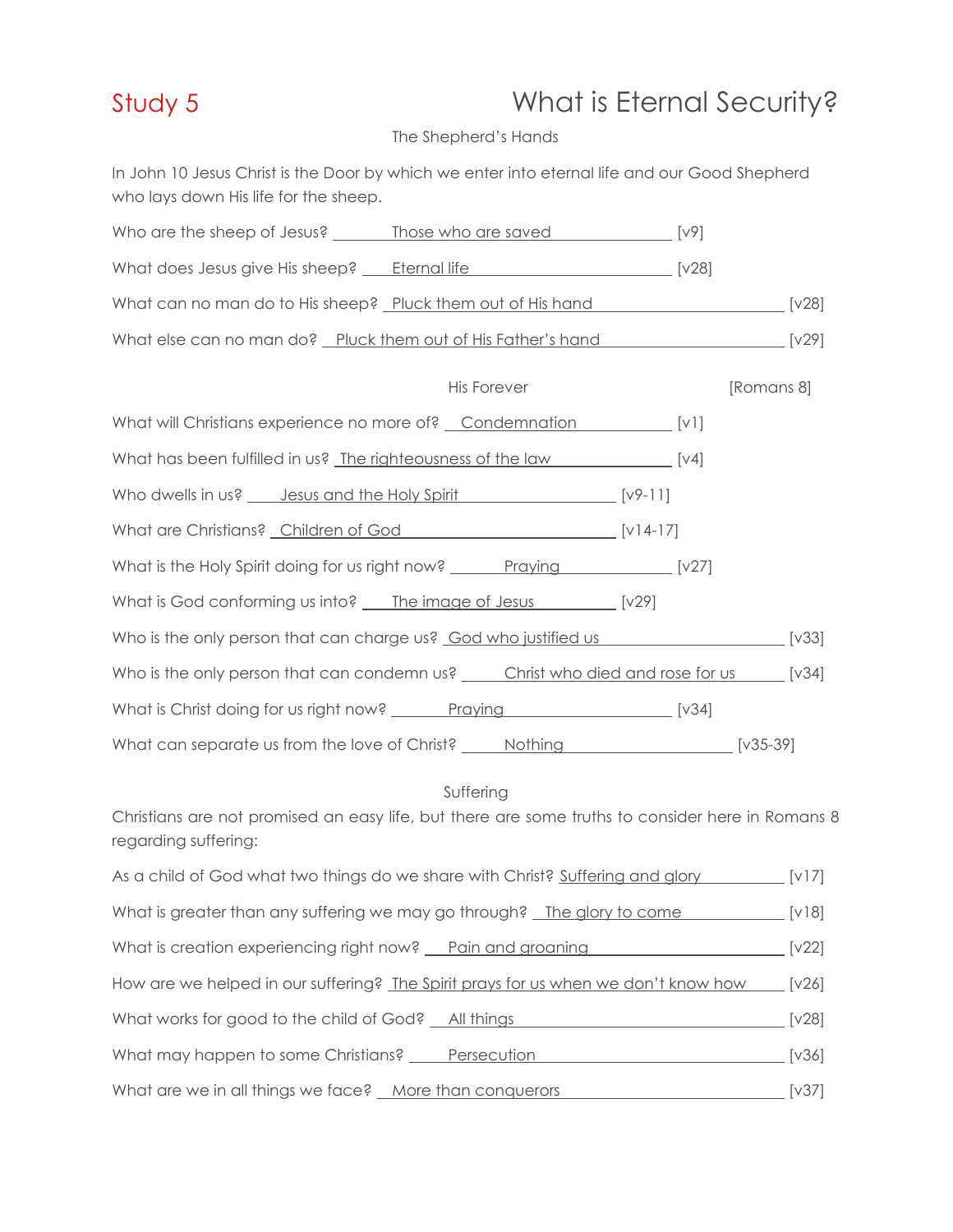# Study 5 — What is Eternal Security?

### The Shepherd's Hands

In John 10 Jesus Christ is the Door by which we enter into eternal life and our Good Shepherd who lays down His life for the sheep.

Who are the sheep of Jesus? Those who are saved [v9]

What does Jesus give His sheep? Eternal life [v28]

What can no man do to His sheep? Pluck them out of His hand [v28]

What else can no man do? Pluck them out of His Father's hand [v29]

### His Forever [Romans 8]

What will Christians experience no more of? Condemnation [v1]

What has been fulfilled in us? The righteousness of the law [v4]

Who dwells in us? Jesus and the Holy Spirit [v9-11]

What are Christians? Children of God [v14-17]

What is the Holy Spirit doing for us right now? Praying [v27]

What is God conforming us into? The image of Jesus [v29]

Who is the only person that can charge us? God who justified us [v33]

Who is the only person that can condemn us? Christ who died and rose for us [v34]

What is Christ doing for us right now? Praying [v34]

What can separate us from the love of Christ? Nothing [v35-39]

### Suffering

Christians are not promised an easy life, but there are some truths to consider here in Romans 8 regarding suffering:

As a child of God what two things do we share with Christ? Suffering and glory [v17]

What is greater than any suffering we may go through? The glory to come [v18]

What is creation experiencing right now? Pain and groaning [v22]

How are we helped in our suffering? The Spirit prays for us when we don't know how [v26]

What works for good to the child of God? All things [v28]

What may happen to some Christians? Persecution [v36]

What are we in all things we face? More than conquerors [v37]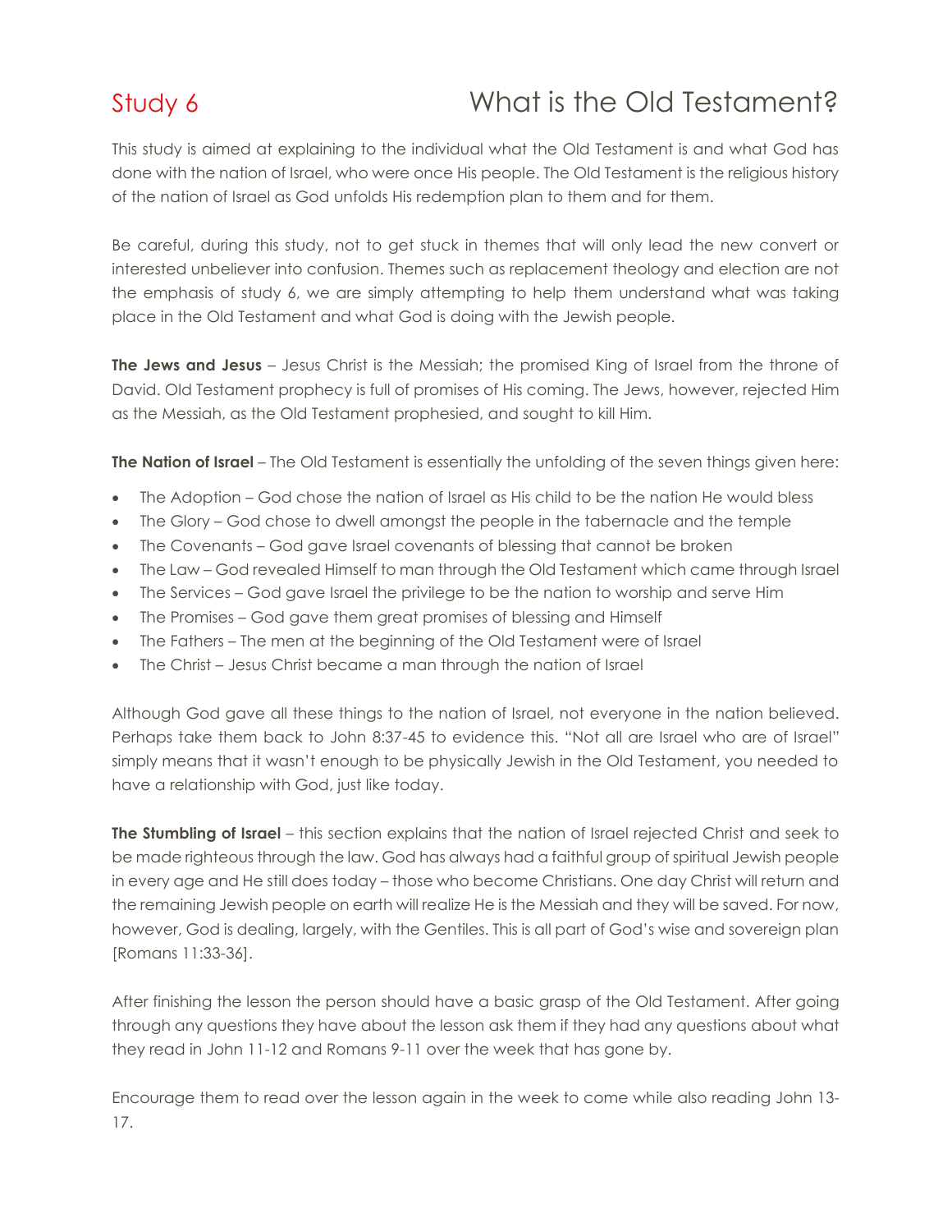# Study 6 What is the Old Testament?

This study is aimed at explaining to the individual what the Old Testament is and what God has done with the nation of Israel, who were once His people. The Old Testament is the religious history of the nation of Israel as God unfolds His redemption plan to them and for them.

Be careful, during this study, not to get stuck in themes that will only lead the new convert or interested unbeliever into confusion. Themes such as replacement theology and election are not the emphasis of study 6, we are simply attempting to help them understand what was taking place in the Old Testament and what God is doing with the Jewish people.

**The Jews and Jesus** – Jesus Christ is the Messiah; the promised King of Israel from the throne of David. Old Testament prophecy is full of promises of His coming. The Jews, however, rejected Him as the Messiah, as the Old Testament prophesied, and sought to kill Him.

**The Nation of Israel** – The Old Testament is essentially the unfolding of the seven things given here:

- The Adoption – God chose the nation of Israel as His child to be the nation He would bless
- The Glory – God chose to dwell amongst the people in the tabernacle and the temple
- The Covenants – God gave Israel covenants of blessing that cannot be broken
- The Law – God revealed Himself to man through the Old Testament which came through Israel
- The Services – God gave Israel the privilege to be the nation to worship and serve Him
- The Promises – God gave them great promises of blessing and Himself
- The Fathers – The men at the beginning of the Old Testament were of Israel
- The Christ – Jesus Christ became a man through the nation of Israel

Although God gave all these things to the nation of Israel, not everyone in the nation believed. Perhaps take them back to John 8:37-45 to evidence this. "Not all are Israel who are of Israel" simply means that it wasn't enough to be physically Jewish in the Old Testament, you needed to have a relationship with God, just like today.

**The Stumbling of Israel** – this section explains that the nation of Israel rejected Christ and seek to be made righteous through the law. God has always had a faithful group of spiritual Jewish people in every age and He still does today – those who become Christians. One day Christ will return and the remaining Jewish people on earth will realize He is the Messiah and they will be saved. For now, however, God is dealing, largely, with the Gentiles. This is all part of God's wise and sovereign plan [Romans 11:33-36].

After finishing the lesson the person should have a basic grasp of the Old Testament. After going through any questions they have about the lesson ask them if they had any questions about what they read in John 11-12 and Romans 9-11 over the week that has gone by.

Encourage them to read over the lesson again in the week to come while also reading John 13-17.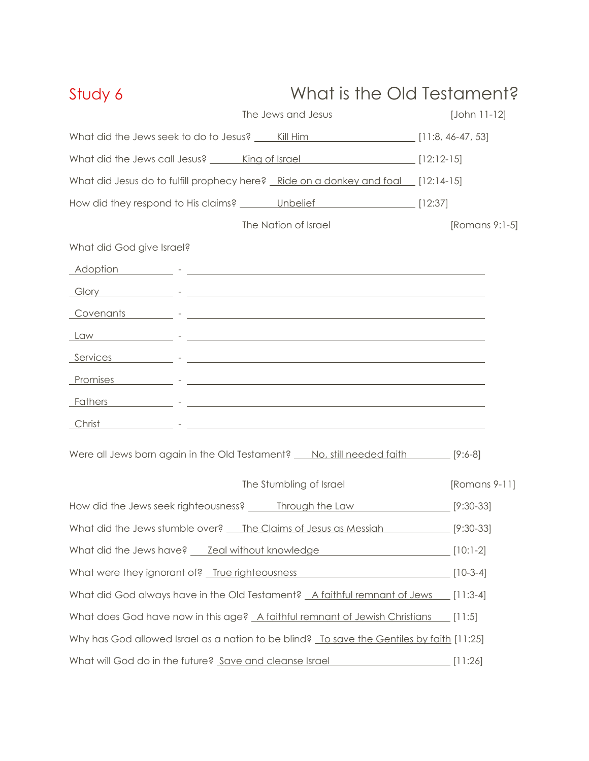# Study 6 — What is the Old Testament?

## The Jews and Jesus [John 11-12]

What did the Jews seek to do to Jesus? Kill Him [11:8, 46-47, 53]

What did the Jews call Jesus? King of Israel [12:12-15]

What did Jesus do to fulfill prophecy here? Ride on a donkey and foal [12:14-15]

How did they respond to His claims? Unbelief [12:37]

## The Nation of Israel [Romans 9:1-5]

What did God give Israel?

Adoption - ______________________

Glory - ______________________

Covenants - ______________________

Law - ______________________

Services - ______________________

Promises - ______________________

Fathers - ______________________

Christ - ______________________

Were all Jews born again in the Old Testament? No, still needed faith [9:6-8]

## The Stumbling of Israel [Romans 9-11]

How did the Jews seek righteousness? Through the Law [9:30-33]

What did the Jews stumble over? The Claims of Jesus as Messiah [9:30-33]

What did the Jews have? Zeal without knowledge [10:1-2]

What were they ignorant of? True righteousness [10-3-4]

What did God always have in the Old Testament? A faithful remnant of Jews [11:3-4]

What does God have now in this age? A faithful remnant of Jewish Christians [11:5]

Why has God allowed Israel as a nation to be blind? To save the Gentiles by faith [11:25]

What will God do in the future? Save and cleanse Israel [11:26]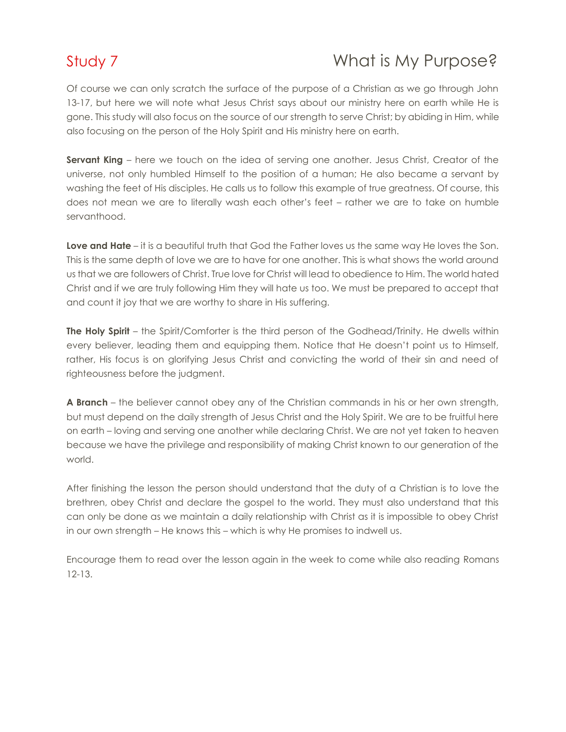# Study 7 — What is My Purpose?

Of course we can only scratch the surface of the purpose of a Christian as we go through John 13-17, but here we will note what Jesus Christ says about our ministry here on earth while He is gone. This study will also focus on the source of our strength to serve Christ; by abiding in Him, while also focusing on the person of the Holy Spirit and His ministry here on earth.

**Servant King** – here we touch on the idea of serving one another. Jesus Christ, Creator of the universe, not only humbled Himself to the position of a human; He also became a servant by washing the feet of His disciples. He calls us to follow this example of true greatness. Of course, this does not mean we are to literally wash each other's feet – rather we are to take on humble servanthood.

**Love and Hate** – it is a beautiful truth that God the Father loves us the same way He loves the Son. This is the same depth of love we are to have for one another. This is what shows the world around us that we are followers of Christ. True love for Christ will lead to obedience to Him. The world hated Christ and if we are truly following Him they will hate us too. We must be prepared to accept that and count it joy that we are worthy to share in His suffering.

**The Holy Spirit** – the Spirit/Comforter is the third person of the Godhead/Trinity. He dwells within every believer, leading them and equipping them. Notice that He doesn't point us to Himself, rather, His focus is on glorifying Jesus Christ and convicting the world of their sin and need of righteousness before the judgment.

**A Branch** – the believer cannot obey any of the Christian commands in his or her own strength, but must depend on the daily strength of Jesus Christ and the Holy Spirit. We are to be fruitful here on earth – loving and serving one another while declaring Christ. We are not yet taken to heaven because we have the privilege and responsibility of making Christ known to our generation of the world.

After finishing the lesson the person should understand that the duty of a Christian is to love the brethren, obey Christ and declare the gospel to the world. They must also understand that this can only be done as we maintain a daily relationship with Christ as it is impossible to obey Christ in our own strength – He knows this – which is why He promises to indwell us.

Encourage them to read over the lesson again in the week to come while also reading Romans 12-13.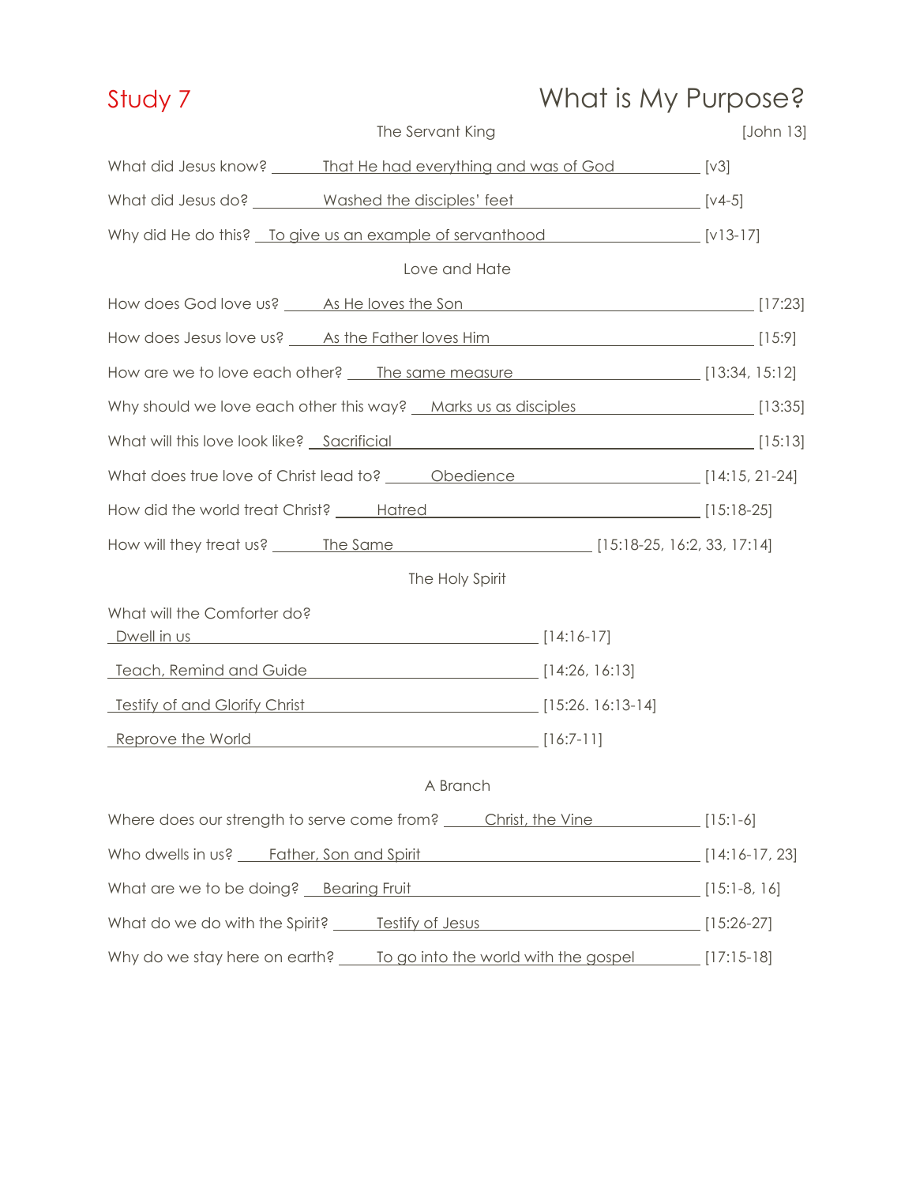# Study 7 — What is My Purpose?

## The Servant King

[John 13]

What did Jesus know? That He had everything and was of God [v3]

What did Jesus do? Washed the disciples' feet [v4-5]

Why did He do this? To give us an example of servanthood [v13-17]

## Love and Hate

How does God love us? As He loves the Son [17:23]

How does Jesus love us? As the Father loves Him [15:9]

How are we to love each other? The same measure [13:34, 15:12]

Why should we love each other this way? Marks us as disciples [13:35]

What will this love look like? Sacrificial [15:13]

What does true love of Christ lead to? Obedience [14:15, 21-24]

How did the world treat Christ? Hatred [15:18-25]

How will they treat us? The Same [15:18-25, 16:2, 33, 17:14]

## The Holy Spirit

What will the Comforter do?

Dwell in us [14:16-17]

Teach, Remind and Guide [14:26, 16:13]

Testify of and Glorify Christ [15:26. 16:13-14]

Reprove the World [16:7-11]

## A Branch

Where does our strength to serve come from? Christ, the Vine [15:1-6]

Who dwells in us? Father, Son and Spirit [14:16-17, 23]

What are we to be doing? Bearing Fruit [15:1-8, 16]

What do we do with the Spirit? Testify of Jesus [15:26-27]

Why do we stay here on earth? To go into the world with the gospel [17:15-18]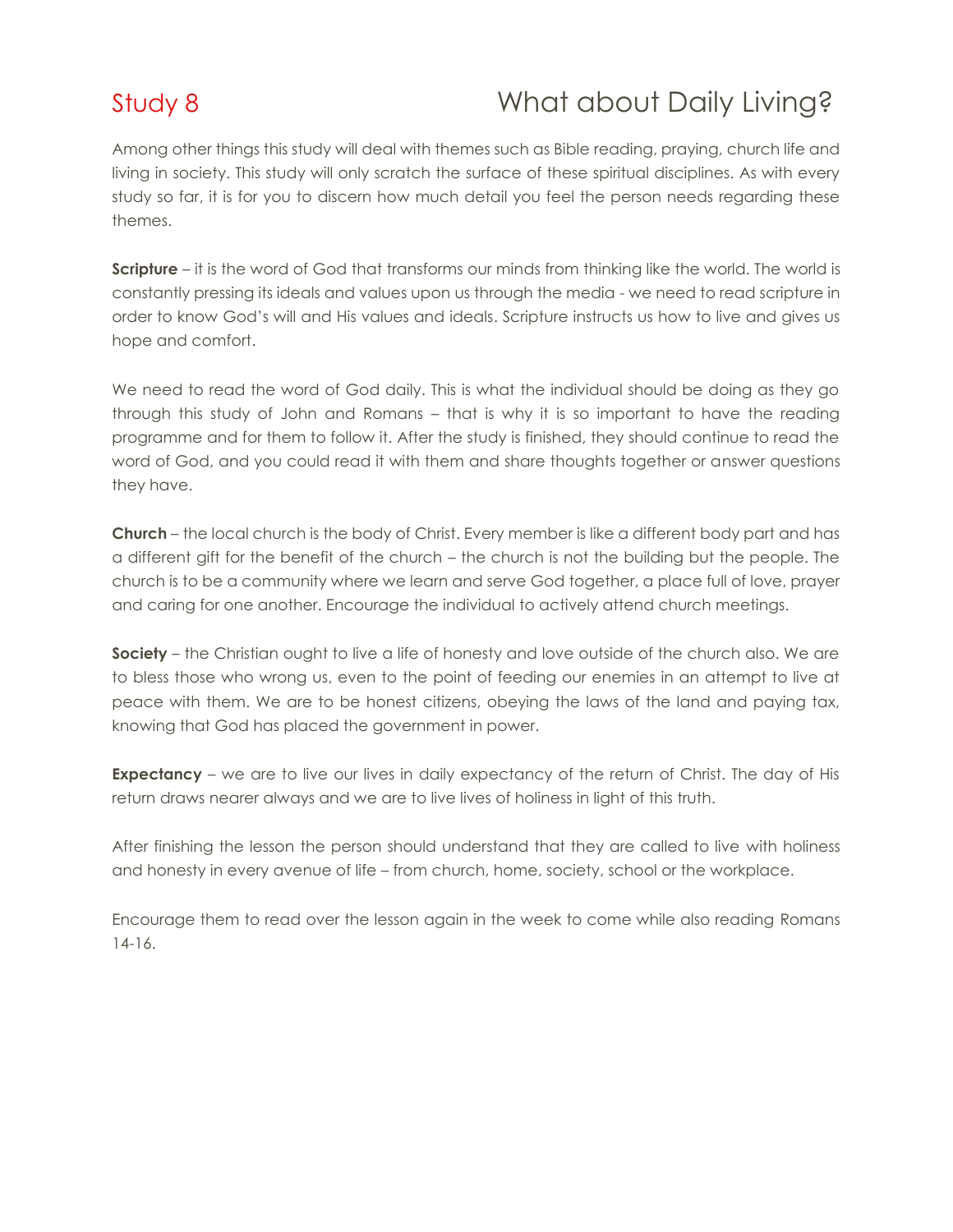# Study 8 What about Daily Living?

Among other things this study will deal with themes such as Bible reading, praying, church life and living in society. This study will only scratch the surface of these spiritual disciplines. As with every study so far, it is for you to discern how much detail you feel the person needs regarding these themes.

**Scripture** – it is the word of God that transforms our minds from thinking like the world. The world is constantly pressing its ideals and values upon us through the media - we need to read scripture in order to know God's will and His values and ideals. Scripture instructs us how to live and gives us hope and comfort.

We need to read the word of God daily. This is what the individual should be doing as they go through this study of John and Romans – that is why it is so important to have the reading programme and for them to follow it. After the study is finished, they should continue to read the word of God, and you could read it with them and share thoughts together or answer questions they have.

**Church** – the local church is the body of Christ. Every member is like a different body part and has a different gift for the benefit of the church – the church is not the building but the people. The church is to be a community where we learn and serve God together, a place full of love, prayer and caring for one another. Encourage the individual to actively attend church meetings.

**Society** – the Christian ought to live a life of honesty and love outside of the church also. We are to bless those who wrong us, even to the point of feeding our enemies in an attempt to live at peace with them. We are to be honest citizens, obeying the laws of the land and paying tax, knowing that God has placed the government in power.

**Expectancy** – we are to live our lives in daily expectancy of the return of Christ. The day of His return draws nearer always and we are to live lives of holiness in light of this truth.

After finishing the lesson the person should understand that they are called to live with holiness and honesty in every avenue of life – from church, home, society, school or the workplace.

Encourage them to read over the lesson again in the week to come while also reading Romans 14-16.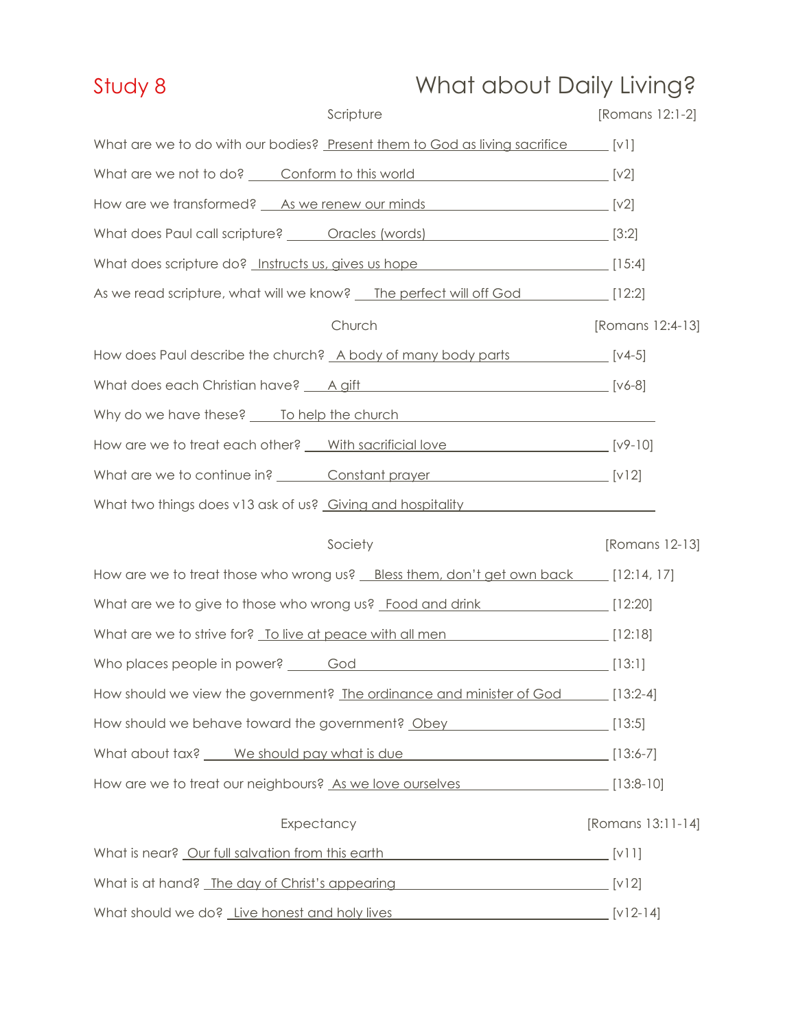# Study 8 — What about Daily Living?

## Scripture [Romans 12:1-2]

What are we to do with our bodies? Present them to God as living sacrifice [v1]

What are we not to do? Conform to this world [v2]

How are we transformed? As we renew our minds [v2]

What does Paul call scripture? Oracles (words) [3:2]

What does scripture do? Instructs us, gives us hope [15:4]

As we read scripture, what will we know? The perfect will off God [12:2]

## Church [Romans 12:4-13]

How does Paul describe the church? A body of many body parts [v4-5]

What does each Christian have? A gift [v6-8]

Why do we have these? To help the church

How are we to treat each other? With sacrificial love [v9-10]

What are we to continue in? Constant prayer [v12]

What two things does v13 ask of us? Giving and hospitality

## Society [Romans 12-13]

How are we to treat those who wrong us? Bless them, don't get own back [12:14, 17]

What are we to give to those who wrong us? Food and drink [12:20]

What are we to strive for? To live at peace with all men [12:18]

Who places people in power? God [13:1]

How should we view the government? The ordinance and minister of God [13:2-4]

How should we behave toward the government? Obey [13:5]

What about tax? We should pay what is due [13:6-7]

How are we to treat our neighbours? As we love ourselves [13:8-10]

## Expectancy [Romans 13:11-14]

What is near? Our full salvation from this earth [v11]

What is at hand? The day of Christ's appearing [v12]

What should we do? Live honest and holy lives [v12-14]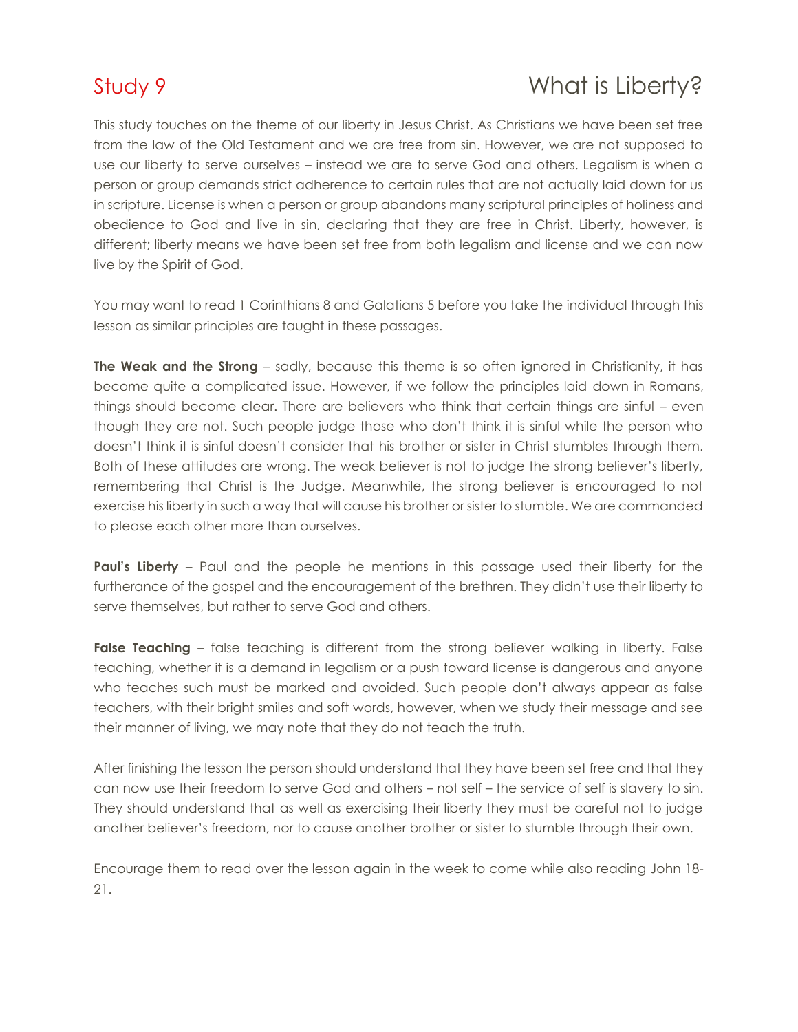# Study 9 — What is Liberty?

This study touches on the theme of our liberty in Jesus Christ. As Christians we have been set free from the law of the Old Testament and we are free from sin. However, we are not supposed to use our liberty to serve ourselves – instead we are to serve God and others. Legalism is when a person or group demands strict adherence to certain rules that are not actually laid down for us in scripture. License is when a person or group abandons many scriptural principles of holiness and obedience to God and live in sin, declaring that they are free in Christ. Liberty, however, is different; liberty means we have been set free from both legalism and license and we can now live by the Spirit of God.

You may want to read 1 Corinthians 8 and Galatians 5 before you take the individual through this lesson as similar principles are taught in these passages.

**The Weak and the Strong** – sadly, because this theme is so often ignored in Christianity, it has become quite a complicated issue. However, if we follow the principles laid down in Romans, things should become clear. There are believers who think that certain things are sinful – even though they are not. Such people judge those who don't think it is sinful while the person who doesn't think it is sinful doesn't consider that his brother or sister in Christ stumbles through them. Both of these attitudes are wrong. The weak believer is not to judge the strong believer's liberty, remembering that Christ is the Judge. Meanwhile, the strong believer is encouraged to not exercise his liberty in such a way that will cause his brother or sister to stumble. We are commanded to please each other more than ourselves.

**Paul's Liberty** – Paul and the people he mentions in this passage used their liberty for the furtherance of the gospel and the encouragement of the brethren. They didn't use their liberty to serve themselves, but rather to serve God and others.

**False Teaching** – false teaching is different from the strong believer walking in liberty. False teaching, whether it is a demand in legalism or a push toward license is dangerous and anyone who teaches such must be marked and avoided. Such people don't always appear as false teachers, with their bright smiles and soft words, however, when we study their message and see their manner of living, we may note that they do not teach the truth.

After finishing the lesson the person should understand that they have been set free and that they can now use their freedom to serve God and others – not self – the service of self is slavery to sin. They should understand that as well as exercising their liberty they must be careful not to judge another believer's freedom, nor to cause another brother or sister to stumble through their own.

Encourage them to read over the lesson again in the week to come while also reading John 18-21.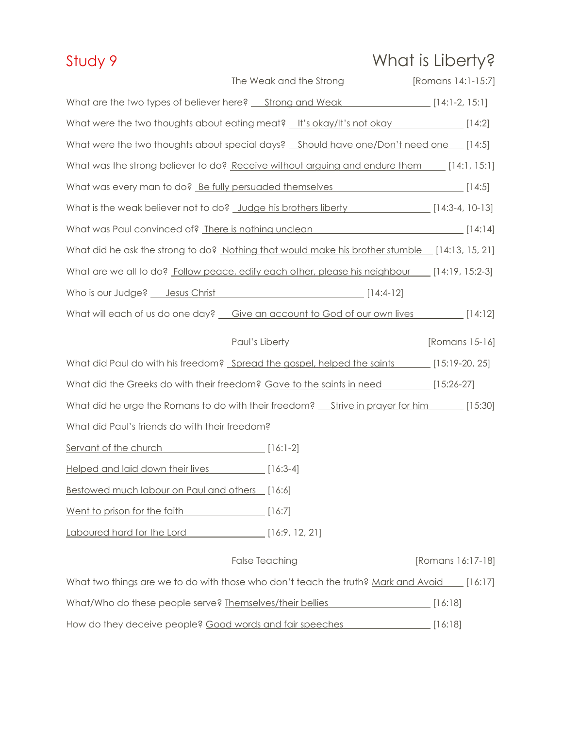# Study 9

# What is Liberty?

## The Weak and the Strong [Romans 14:1-15:7]

What are the two types of believer here? Strong and Weak [14:1-2, 15:1]

What were the two thoughts about eating meat? It's okay/It's not okay [14:2]

What were the two thoughts about special days? Should have one/Don't need one [14:5]

What was the strong believer to do? Receive without arguing and endure them [14:1, 15:1]

What was every man to do? Be fully persuaded themselves [14:5]

What is the weak believer not to do? Judge his brothers liberty [14:3-4, 10-13]

What was Paul convinced of? There is nothing unclean [14:14]

What did he ask the strong to do? Nothing that would make his brother stumble [14:13, 15, 21]

What are we all to do? Follow peace, edify each other, please his neighbour [14:19, 15:2-3]

Who is our Judge? Jesus Christ [14:4-12]

What will each of us do one day? Give an account to God of our own lives [14:12]

## Paul's Liberty [Romans 15-16]

What did Paul do with his freedom? Spread the gospel, helped the saints [15:19-20, 25]

What did the Greeks do with their freedom? Gave to the saints in need [15:26-27]

What did he urge the Romans to do with their freedom? Strive in prayer for him [15:30]

What did Paul's friends do with their freedom?

Servant of the church [16:1-2]

Helped and laid down their lives [16:3-4]

Bestowed much labour on Paul and others [16:6]

Went to prison for the faith [16:7]

Laboured hard for the Lord [16:9, 12, 21]

## False Teaching [Romans 16:17-18]

What two things are we to do with those who don't teach the truth? Mark and Avoid [16:17]

What/Who do these people serve? Themselves/their bellies [16:18]

How do they deceive people? Good words and fair speeches [16:18]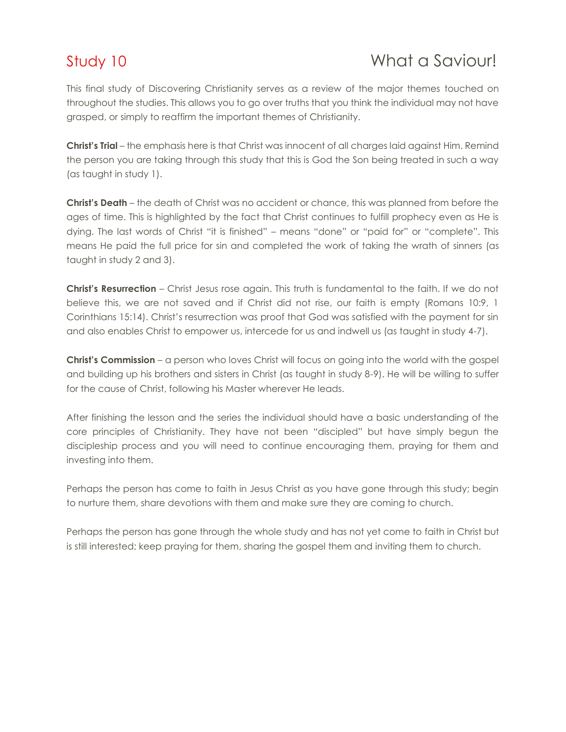# Study 10 What a Saviour!

This final study of Discovering Christianity serves as a review of the major themes touched on throughout the studies. This allows you to go over truths that you think the individual may not have grasped, or simply to reaffirm the important themes of Christianity.

**Christ's Trial** – the emphasis here is that Christ was innocent of all charges laid against Him. Remind the person you are taking through this study that this is God the Son being treated in such a way (as taught in study 1).

**Christ's Death** – the death of Christ was no accident or chance, this was planned from before the ages of time. This is highlighted by the fact that Christ continues to fulfill prophecy even as He is dying. The last words of Christ "it is finished" – means "done" or "paid for" or "complete". This means He paid the full price for sin and completed the work of taking the wrath of sinners (as taught in study 2 and 3).

**Christ's Resurrection** – Christ Jesus rose again. This truth is fundamental to the faith. If we do not believe this, we are not saved and if Christ did not rise, our faith is empty (Romans 10:9, 1 Corinthians 15:14). Christ's resurrection was proof that God was satisfied with the payment for sin and also enables Christ to empower us, intercede for us and indwell us (as taught in study 4-7).

**Christ's Commission** – a person who loves Christ will focus on going into the world with the gospel and building up his brothers and sisters in Christ (as taught in study 8-9). He will be willing to suffer for the cause of Christ, following his Master wherever He leads.

After finishing the lesson and the series the individual should have a basic understanding of the core principles of Christianity. They have not been "discipled" but have simply begun the discipleship process and you will need to continue encouraging them, praying for them and investing into them.

Perhaps the person has come to faith in Jesus Christ as you have gone through this study; begin to nurture them, share devotions with them and make sure they are coming to church.

Perhaps the person has gone through the whole study and has not yet come to faith in Christ but is still interested; keep praying for them, sharing the gospel them and inviting them to church.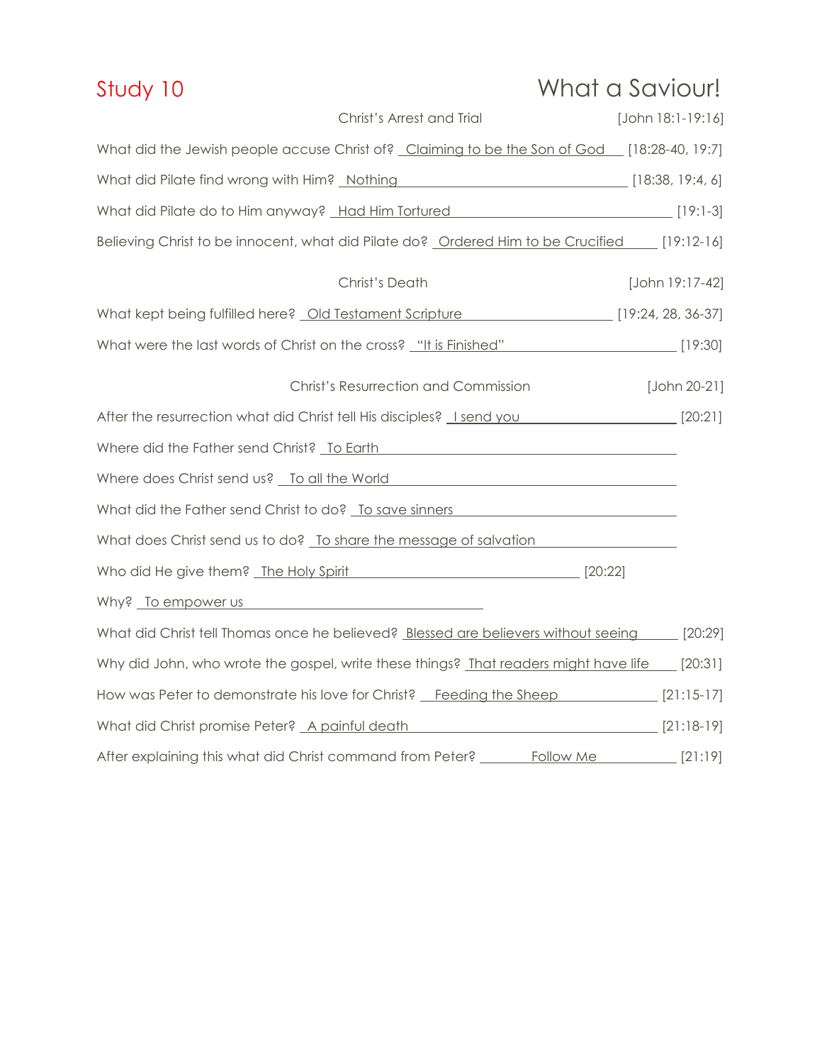# Study 10 — What a Saviour!

### Christ's Arrest and Trial [John 18:1-19:16]

What did the Jewish people accuse Christ of? Claiming to be the Son of God [18:28-40, 19:7]

What did Pilate find wrong with Him? Nothing [18:38, 19:4, 6]

What did Pilate do to Him anyway? Had Him Tortured [19:1-3]

Believing Christ to be innocent, what did Pilate do? Ordered Him to be Crucified [19:12-16]

### Christ's Death [John 19:17-42]

What kept being fulfilled here? Old Testament Scripture [19:24, 28, 36-37]

What were the last words of Christ on the cross? "It is Finished" [19:30]

### Christ's Resurrection and Commission [John 20-21]

After the resurrection what did Christ tell His disciples? I send you [20:21]

Where did the Father send Christ? To Earth

Where does Christ send us? To all the World

What did the Father send Christ to do? To save sinners

What does Christ send us to do? To share the message of salvation

Who did He give them? The Holy Spirit [20:22]

Why? To empower us

What did Christ tell Thomas once he believed? Blessed are believers without seeing [20:29]

Why did John, who wrote the gospel, write these things? That readers might have life [20:31]

How was Peter to demonstrate his love for Christ? Feeding the Sheep [21:15-17]

What did Christ promise Peter? A painful death [21:18-19]

After explaining this what did Christ command from Peter? Follow Me [21:19]